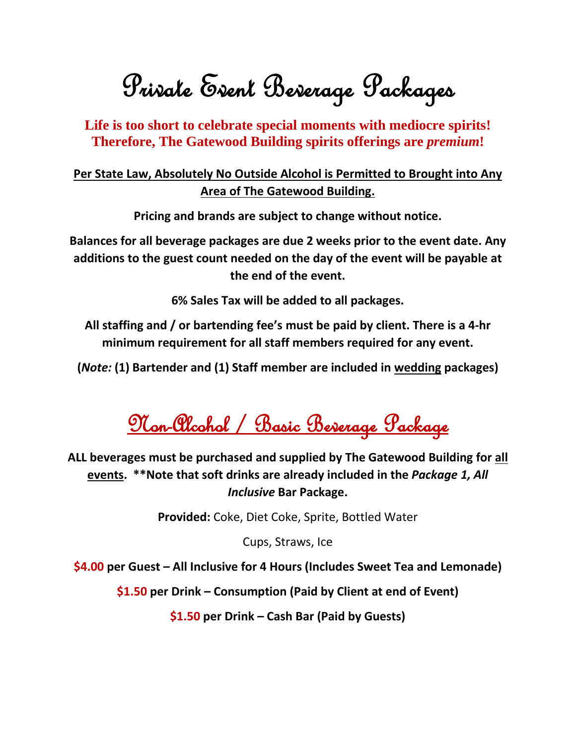# Private Event Beverage Packages

**Life is too short to celebrate special moments with mediocre spirits!**
**Therefore, The Gatewood Building spirits offerings are *premium*!**

**Per State Law, Absolutely No Outside Alcohol is Permitted to Brought into Any Area of The Gatewood Building.**

**Pricing and brands are subject to change without notice.**

**Balances for all beverage packages are due 2 weeks prior to the event date. Any additions to the guest count needed on the day of the event will be payable at the end of the event.**

**6% Sales Tax will be added to all packages.**

**All staffing and / or bartending fee's must be paid by client. There is a 4-hr minimum requirement for all staff members required for any event.**

**(*Note:* (1) Bartender and (1) Staff member are included in wedding packages)**

## Non-Alcohol / Basic Beverage Package

**ALL beverages must be purchased and supplied by The Gatewood Building for all events. **Note that soft drinks are already included in the *Package 1, All Inclusive* Bar Package.**

**Provided:** Coke, Diet Coke, Sprite, Bottled Water

Cups, Straws, Ice

**$4.00 per Guest – All Inclusive for 4 Hours (Includes Sweet Tea and Lemonade)**

**$1.50 per Drink – Consumption (Paid by Client at end of Event)**

**$1.50 per Drink – Cash Bar (Paid by Guests)**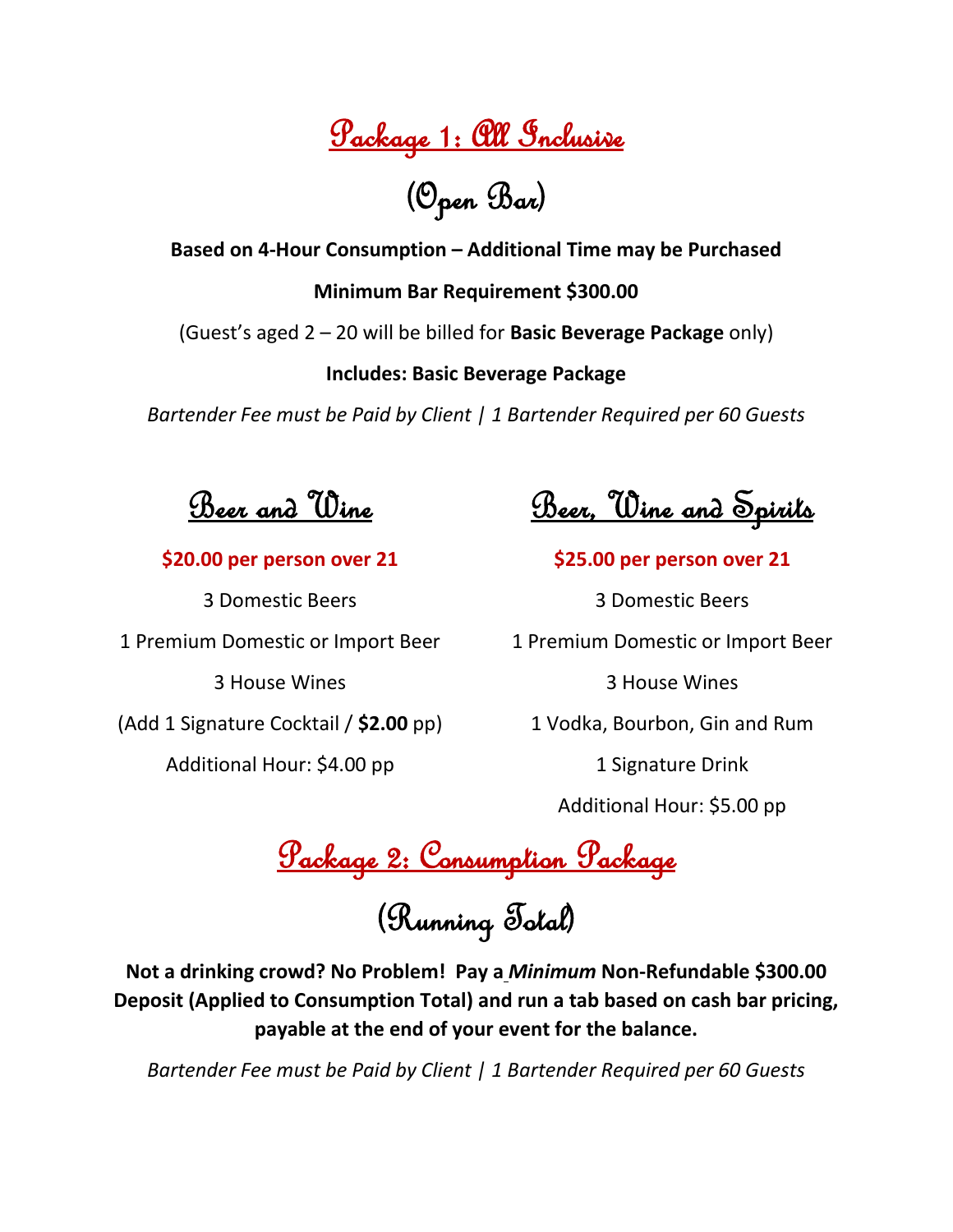# Package 1: All Inclusive

## (Open Bar)

**Based on 4-Hour Consumption – Additional Time may be Purchased**

**Minimum Bar Requirement $300.00**

(Guest's aged 2 – 20 will be billed for **Basic Beverage Package** only)

**Includes: Basic Beverage Package**

*Bartender Fee must be Paid by Client | 1 Bartender Required per 60 Guests*

### Beer and Wine

**$20.00 per person over 21**

3 Domestic Beers

1 Premium Domestic or Import Beer

3 House Wines

(Add 1 Signature Cocktail / **$2.00** pp)

Additional Hour: $4.00 pp

### Beer, Wine and Spirits

**$25.00 per person over 21**

3 Domestic Beers

1 Premium Domestic or Import Beer

3 House Wines

1 Vodka, Bourbon, Gin and Rum

1 Signature Drink

Additional Hour: $5.00 pp

# Package 2: Consumption Package

## (Running Total)

**Not a drinking crowd? No Problem! Pay a *Minimum* Non-Refundable $300.00 Deposit (Applied to Consumption Total) and run a tab based on cash bar pricing, payable at the end of your event for the balance.**

*Bartender Fee must be Paid by Client | 1 Bartender Required per 60 Guests*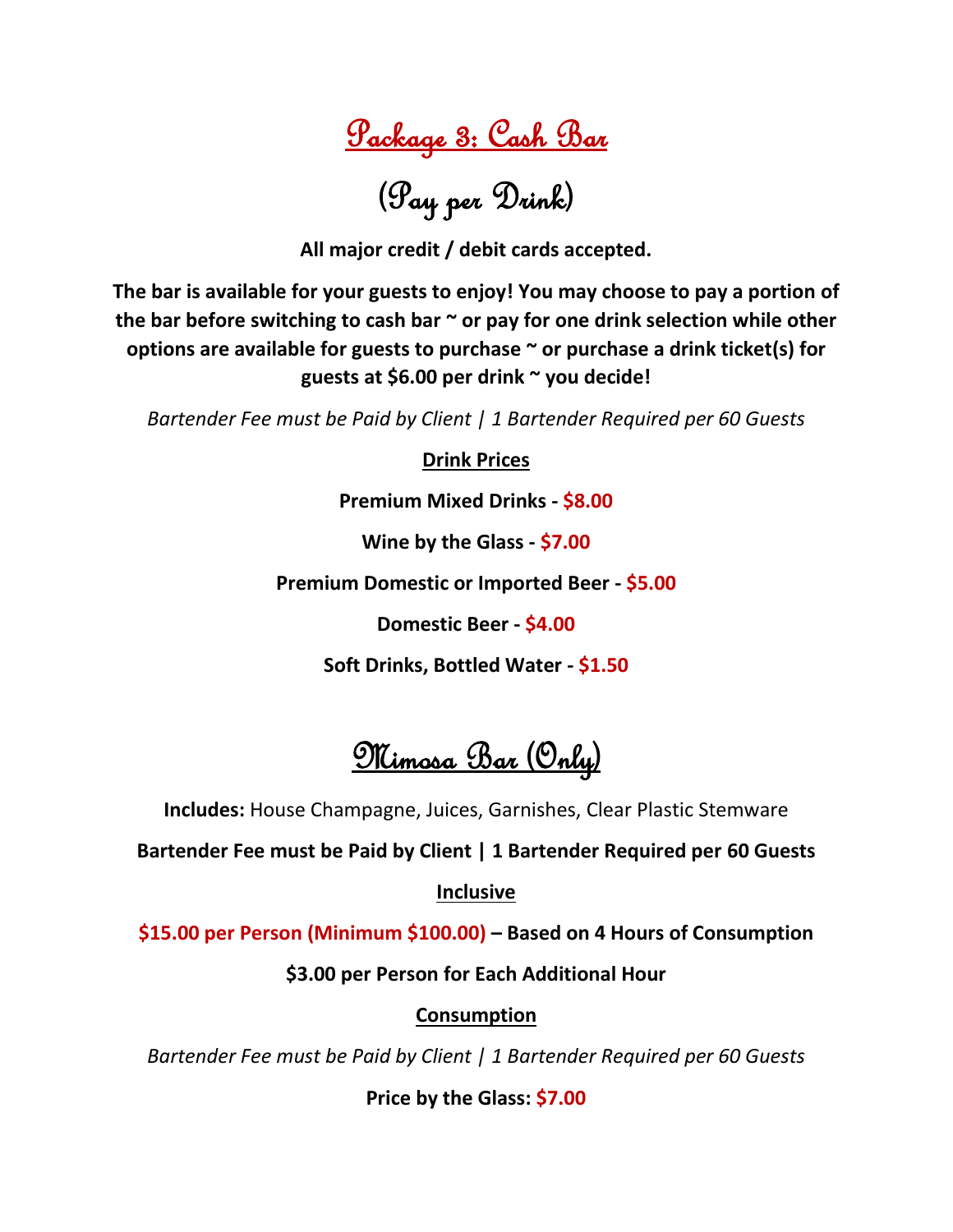# Package 3: Cash Bar

## (Pay per Drink)

**All major credit / debit cards accepted.**

**The bar is available for your guests to enjoy! You may choose to pay a portion of the bar before switching to cash bar ~ or pay for one drink selection while other options are available for guests to purchase ~ or purchase a drink ticket(s) for guests at $6.00 per drink ~ you decide!**

*Bartender Fee must be Paid by Client | 1 Bartender Required per 60 Guests*

**Drink Prices**

**Premium Mixed Drinks - $8.00**

**Wine by the Glass - $7.00**

**Premium Domestic or Imported Beer - $5.00**

**Domestic Beer - $4.00**

**Soft Drinks, Bottled Water - $1.50**

# Mimosa Bar (Only)

**Includes:** House Champagne, Juices, Garnishes, Clear Plastic Stemware

**Bartender Fee must be Paid by Client | 1 Bartender Required per 60 Guests**

**Inclusive**

**$15.00 per Person (Minimum $100.00) – Based on 4 Hours of Consumption**

**$3.00 per Person for Each Additional Hour**

**Consumption**

*Bartender Fee must be Paid by Client | 1 Bartender Required per 60 Guests*

**Price by the Glass: $7.00**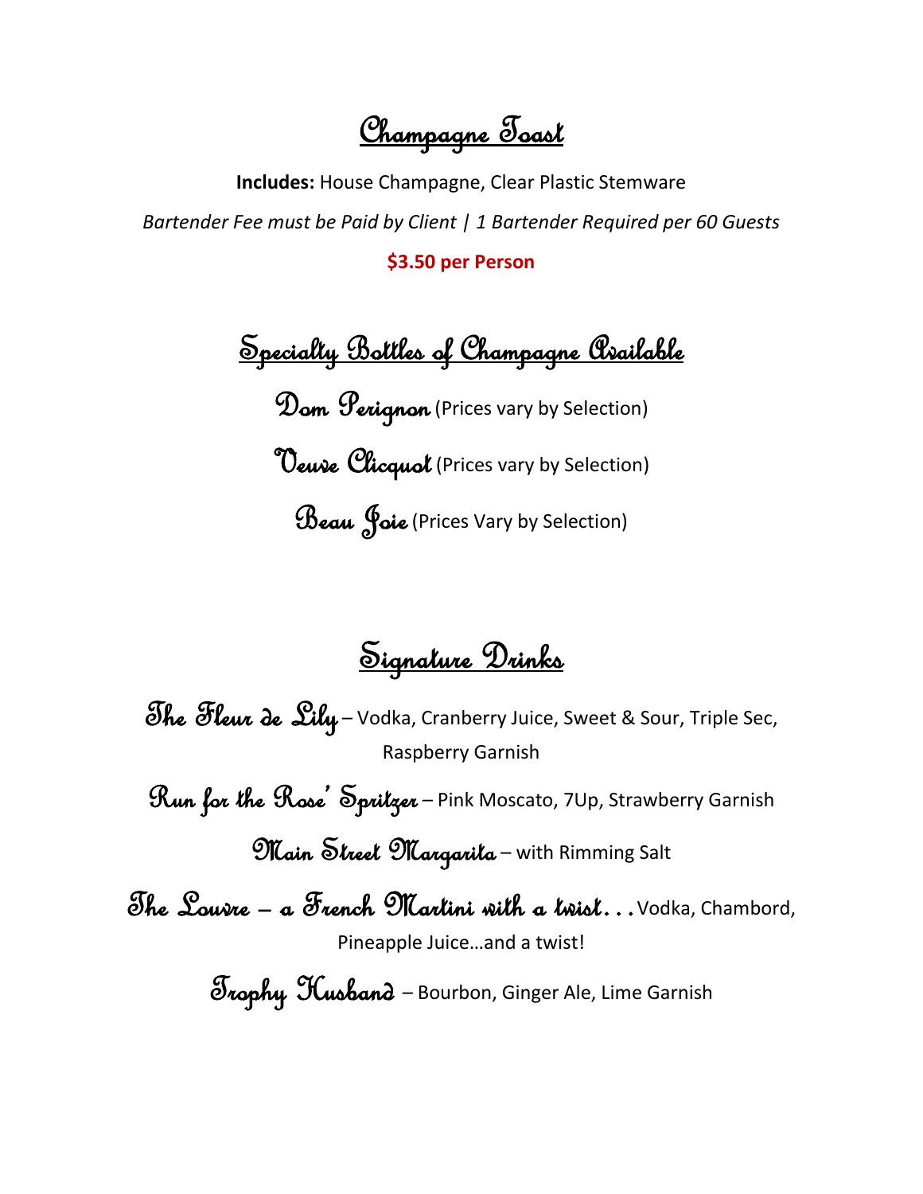## Champagne Toast

**Includes:** House Champagne, Clear Plastic Stemware

*Bartender Fee must be Paid by Client | 1 Bartender Required per 60 Guests*

**$3.50 per Person**

## Specialty Bottles of Champagne Available

Dom Perignon (Prices vary by Selection)

Veuve Clicquot (Prices vary by Selection)

Beau Joie (Prices Vary by Selection)

## Signature Drinks

The Fleur de Lily – Vodka, Cranberry Juice, Sweet & Sour, Triple Sec, Raspberry Garnish

Run for the Rose' Spritzer – Pink Moscato, 7Up, Strawberry Garnish

Main Street Margarita – with Rimming Salt

The Louvre – a French Martini with a twist… Vodka, Chambord, Pineapple Juice…and a twist!

Trophy Husband – Bourbon, Ginger Ale, Lime Garnish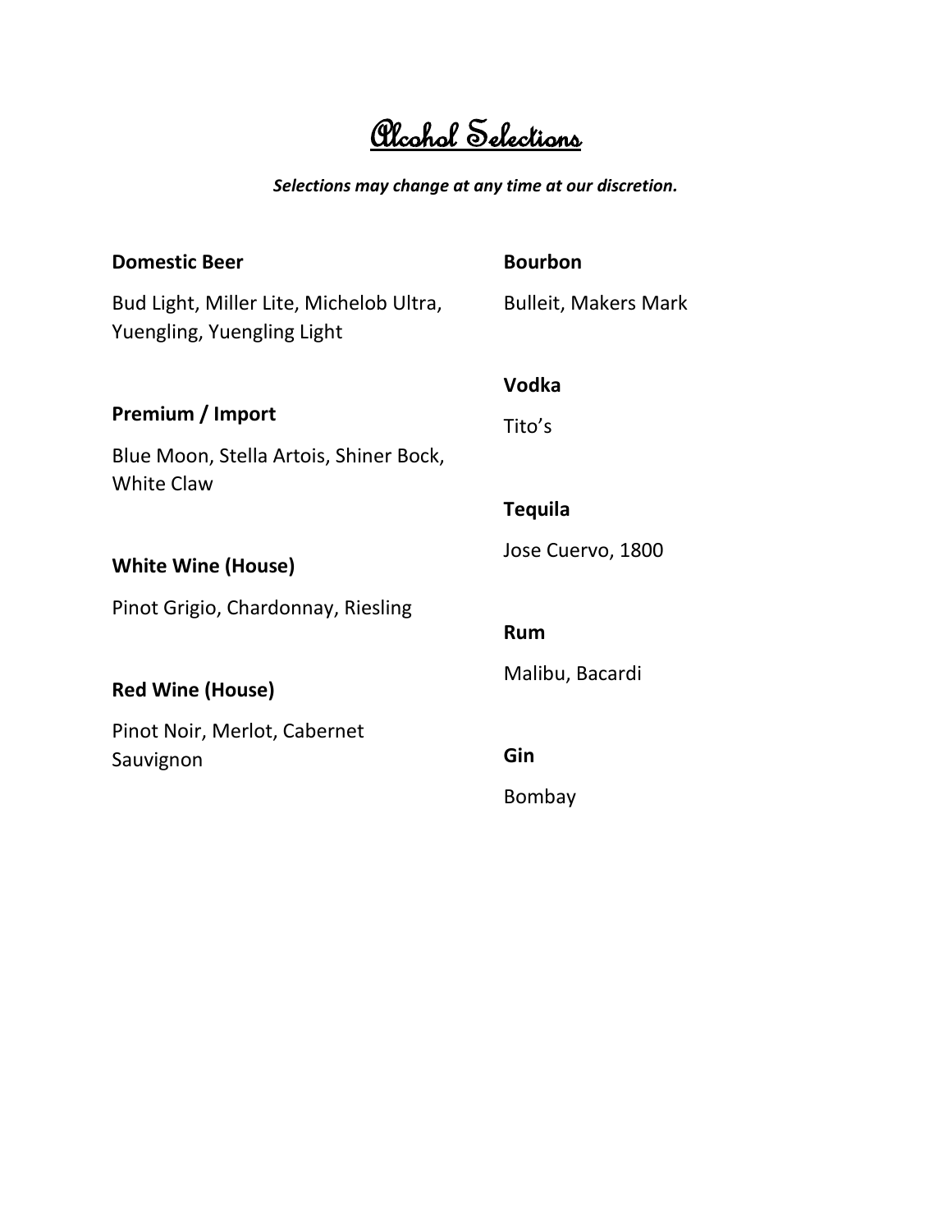# Alcohol Selections

***Selections may change at any time at our discretion.***

**Domestic Beer**

Bud Light, Miller Lite, Michelob Ultra, Yuengling, Yuengling Light

**Premium / Import**

Blue Moon, Stella Artois, Shiner Bock, White Claw

**White Wine (House)**

Pinot Grigio, Chardonnay, Riesling

**Red Wine (House)**

Pinot Noir, Merlot, Cabernet Sauvignon

**Bourbon**

Bulleit, Makers Mark

**Vodka**

Tito's

**Tequila**

Jose Cuervo, 1800

**Rum**

Malibu, Bacardi

**Gin**

Bombay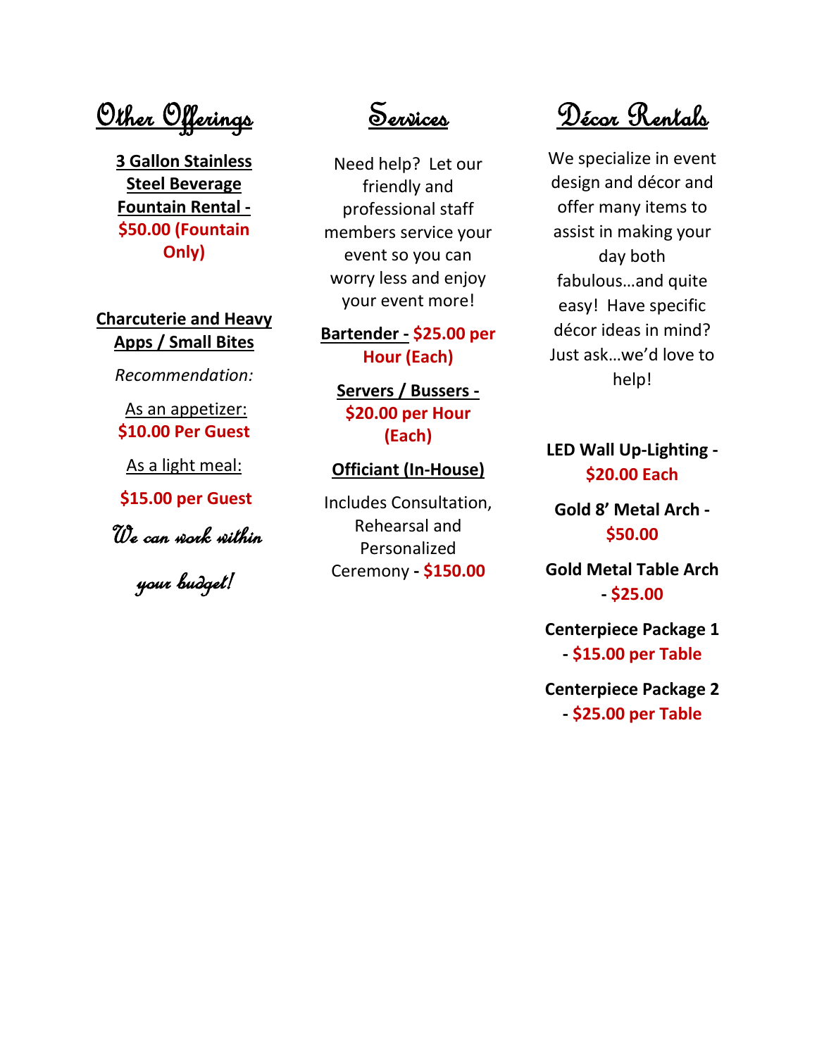## Other Offerings

**3 Gallon Stainless Steel Beverage Fountain Rental - $50.00 (Fountain Only)**

**Charcuterie and Heavy Apps / Small Bites**

*Recommendation:*

As an appetizer:
**$10.00 Per Guest**

As a light meal:

**$15.00 per Guest**

*We can work within your budget!*

## Services

Need help? Let our friendly and professional staff members service your event so you can worry less and enjoy your event more!

**Bartender - $25.00 per Hour (Each)**

**Servers / Bussers - $20.00 per Hour (Each)**

**Officiant (In-House)**

Includes Consultation, Rehearsal and Personalized Ceremony - **$150.00**

## Décor Rentals

We specialize in event design and décor and offer many items to assist in making your day both fabulous…and quite easy! Have specific décor ideas in mind? Just ask…we'd love to help!

**LED Wall Up-Lighting - $20.00 Each**

**Gold 8' Metal Arch - $50.00**

**Gold Metal Table Arch - $25.00**

**Centerpiece Package 1 - $15.00 per Table**

**Centerpiece Package 2 - $25.00 per Table**